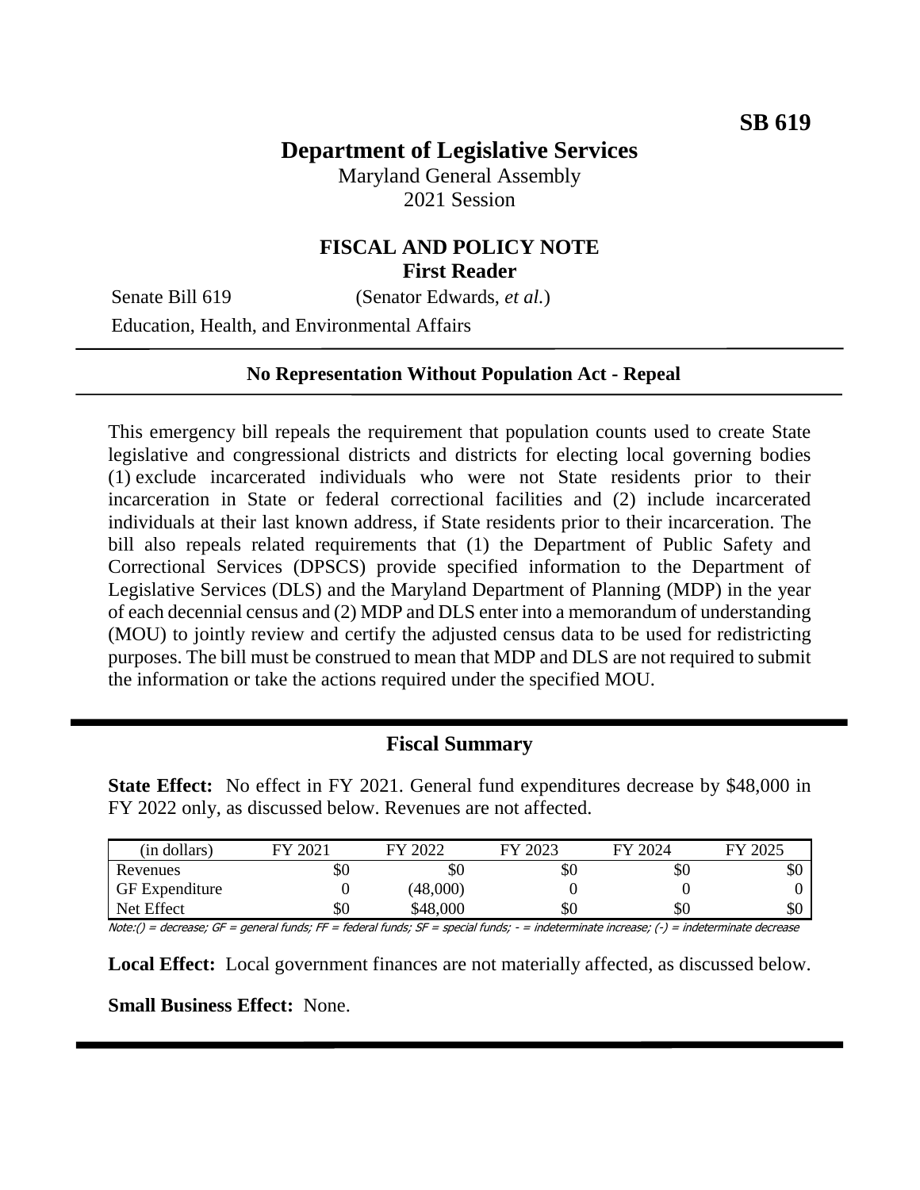**SB 619**

# Department of Legislative Services

Maryland General Assembly
2021 Session

## FISCAL AND POLICY NOTE
**First Reader**

Senate Bill 619 (Senator Edwards, *et al.*)

Education, Health, and Environmental Affairs

**No Representation Without Population Act - Repeal**

This emergency bill repeals the requirement that population counts used to create State legislative and congressional districts and districts for electing local governing bodies (1) exclude incarcerated individuals who were not State residents prior to their incarceration in State or federal correctional facilities and (2) include incarcerated individuals at their last known address, if State residents prior to their incarceration. The bill also repeals related requirements that (1) the Department of Public Safety and Correctional Services (DPSCS) provide specified information to the Department of Legislative Services (DLS) and the Maryland Department of Planning (MDP) in the year of each decennial census and (2) MDP and DLS enter into a memorandum of understanding (MOU) to jointly review and certify the adjusted census data to be used for redistricting purposes. The bill must be construed to mean that MDP and DLS are not required to submit the information or take the actions required under the specified MOU.

## Fiscal Summary

**State Effect:** No effect in FY 2021. General fund expenditures decrease by $48,000 in FY 2022 only, as discussed below. Revenues are not affected.

| (in dollars) | FY 2021 | FY 2022 | FY 2023 | FY 2024 | FY 2025 |
|---|---|---|---|---|---|
| Revenues | $0 | $0 | $0 | $0 | $0 |
| GF Expenditure | 0 | (48,000) | 0 | 0 | 0 |
| Net Effect | $0 | $48,000 | $0 | $0 | $0 |

Note:() = decrease; GF = general funds; FF = federal funds; SF = special funds; - = indeterminate increase; (-) = indeterminate decrease

**Local Effect:** Local government finances are not materially affected, as discussed below.

**Small Business Effect:** None.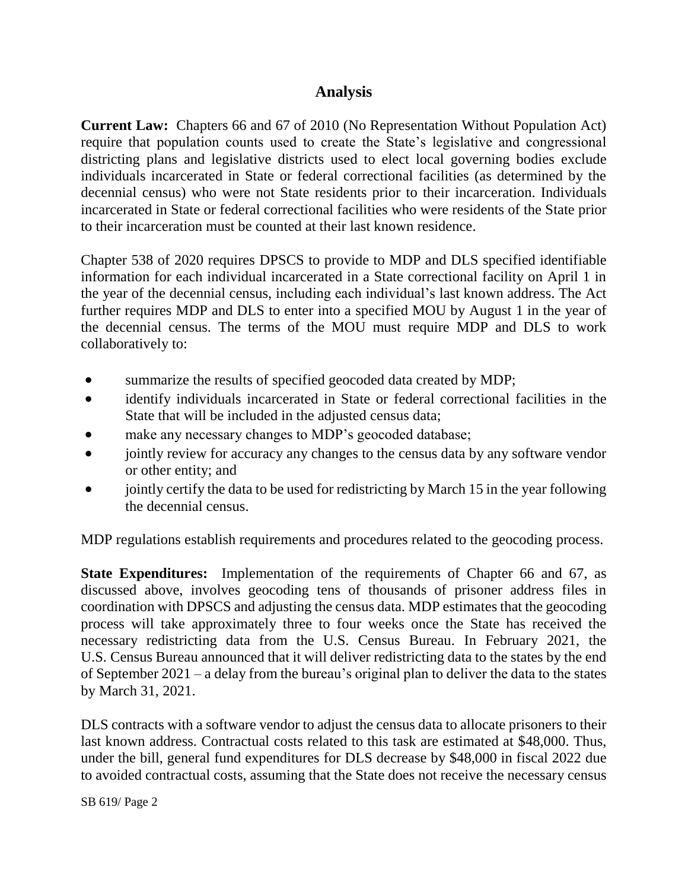## Analysis

**Current Law:** Chapters 66 and 67 of 2010 (No Representation Without Population Act) require that population counts used to create the State's legislative and congressional districting plans and legislative districts used to elect local governing bodies exclude individuals incarcerated in State or federal correctional facilities (as determined by the decennial census) who were not State residents prior to their incarceration. Individuals incarcerated in State or federal correctional facilities who were residents of the State prior to their incarceration must be counted at their last known residence.

Chapter 538 of 2020 requires DPSCS to provide to MDP and DLS specified identifiable information for each individual incarcerated in a State correctional facility on April 1 in the year of the decennial census, including each individual's last known address. The Act further requires MDP and DLS to enter into a specified MOU by August 1 in the year of the decennial census. The terms of the MOU must require MDP and DLS to work collaboratively to:

- summarize the results of specified geocoded data created by MDP;
- identify individuals incarcerated in State or federal correctional facilities in the State that will be included in the adjusted census data;
- make any necessary changes to MDP's geocoded database;
- jointly review for accuracy any changes to the census data by any software vendor or other entity; and
- jointly certify the data to be used for redistricting by March 15 in the year following the decennial census.

MDP regulations establish requirements and procedures related to the geocoding process.

**State Expenditures:** Implementation of the requirements of Chapter 66 and 67, as discussed above, involves geocoding tens of thousands of prisoner address files in coordination with DPSCS and adjusting the census data. MDP estimates that the geocoding process will take approximately three to four weeks once the State has received the necessary redistricting data from the U.S. Census Bureau. In February 2021, the U.S. Census Bureau announced that it will deliver redistricting data to the states by the end of September 2021 – a delay from the bureau's original plan to deliver the data to the states by March 31, 2021.

DLS contracts with a software vendor to adjust the census data to allocate prisoners to their last known address. Contractual costs related to this task are estimated at $48,000. Thus, under the bill, general fund expenditures for DLS decrease by $48,000 in fiscal 2022 due to avoided contractual costs, assuming that the State does not receive the necessary census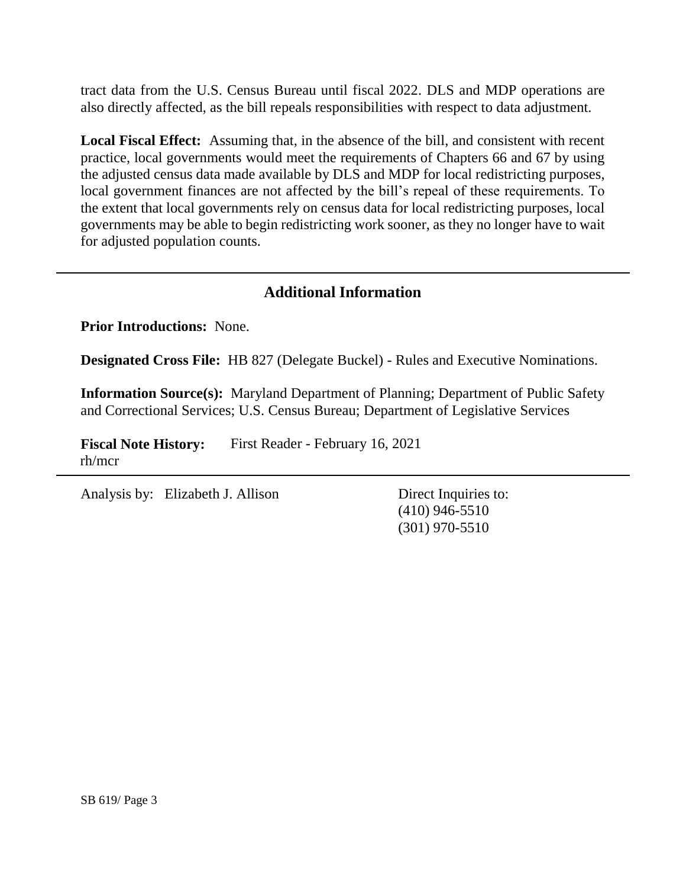tract data from the U.S. Census Bureau until fiscal 2022. DLS and MDP operations are also directly affected, as the bill repeals responsibilities with respect to data adjustment.

**Local Fiscal Effect:** Assuming that, in the absence of the bill, and consistent with recent practice, local governments would meet the requirements of Chapters 66 and 67 by using the adjusted census data made available by DLS and MDP for local redistricting purposes, local government finances are not affected by the bill's repeal of these requirements. To the extent that local governments rely on census data for local redistricting purposes, local governments may be able to begin redistricting work sooner, as they no longer have to wait for adjusted population counts.

## Additional Information

**Prior Introductions:** None.

**Designated Cross File:** HB 827 (Delegate Buckel) - Rules and Executive Nominations.

**Information Source(s):** Maryland Department of Planning; Department of Public Safety and Correctional Services; U.S. Census Bureau; Department of Legislative Services

**Fiscal Note History:** First Reader - February 16, 2021
rh/mcr

Analysis by: Elizabeth J. Allison

Direct Inquiries to:
(410) 946-5510
(301) 970-5510